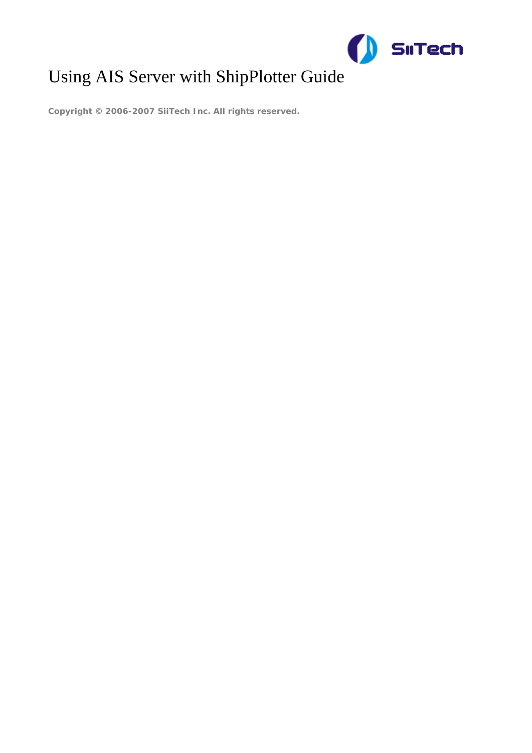# Using AIS Server with ShipPlotter Guide

**Copyright © 2006-2007 SiiTech Inc. All rights reserved.**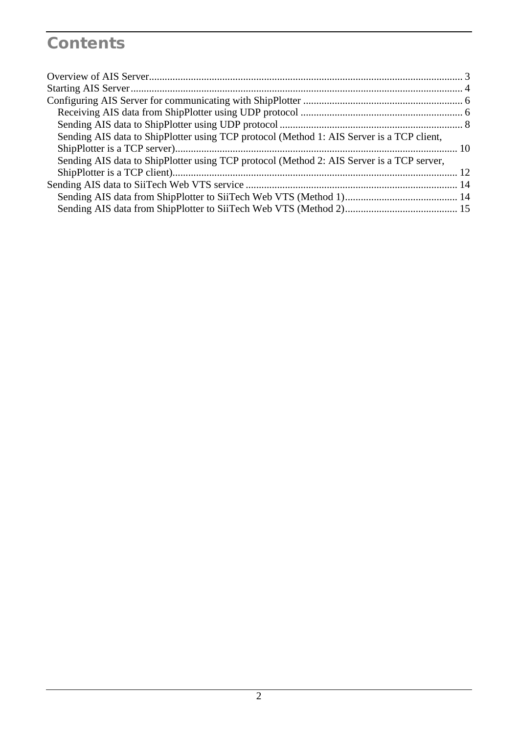# Contents

Overview of AIS Server ........................................................ 3

Starting AIS Server ........................................................ 4

Configuring AIS Server for communicating with ShipPlotter ........................................................ 6

- Receiving AIS data from ShipPlotter using UDP protocol ........................................................ 6
- Sending AIS data to ShipPlotter using UDP protocol ........................................................ 8
- Sending AIS data to ShipPlotter using TCP protocol (Method 1: AIS Server is a TCP client, ShipPlotter is a TCP server) ........................................................ 10
- Sending AIS data to ShipPlotter using TCP protocol (Method 2: AIS Server is a TCP server, ShipPlotter is a TCP client) ........................................................ 12

Sending AIS data to SiiTech Web VTS service ........................................................ 14

- Sending AIS data from ShipPlotter to SiiTech Web VTS (Method 1) ........................................................ 14
- Sending AIS data from ShipPlotter to SiiTech Web VTS (Method 2) ........................................................ 15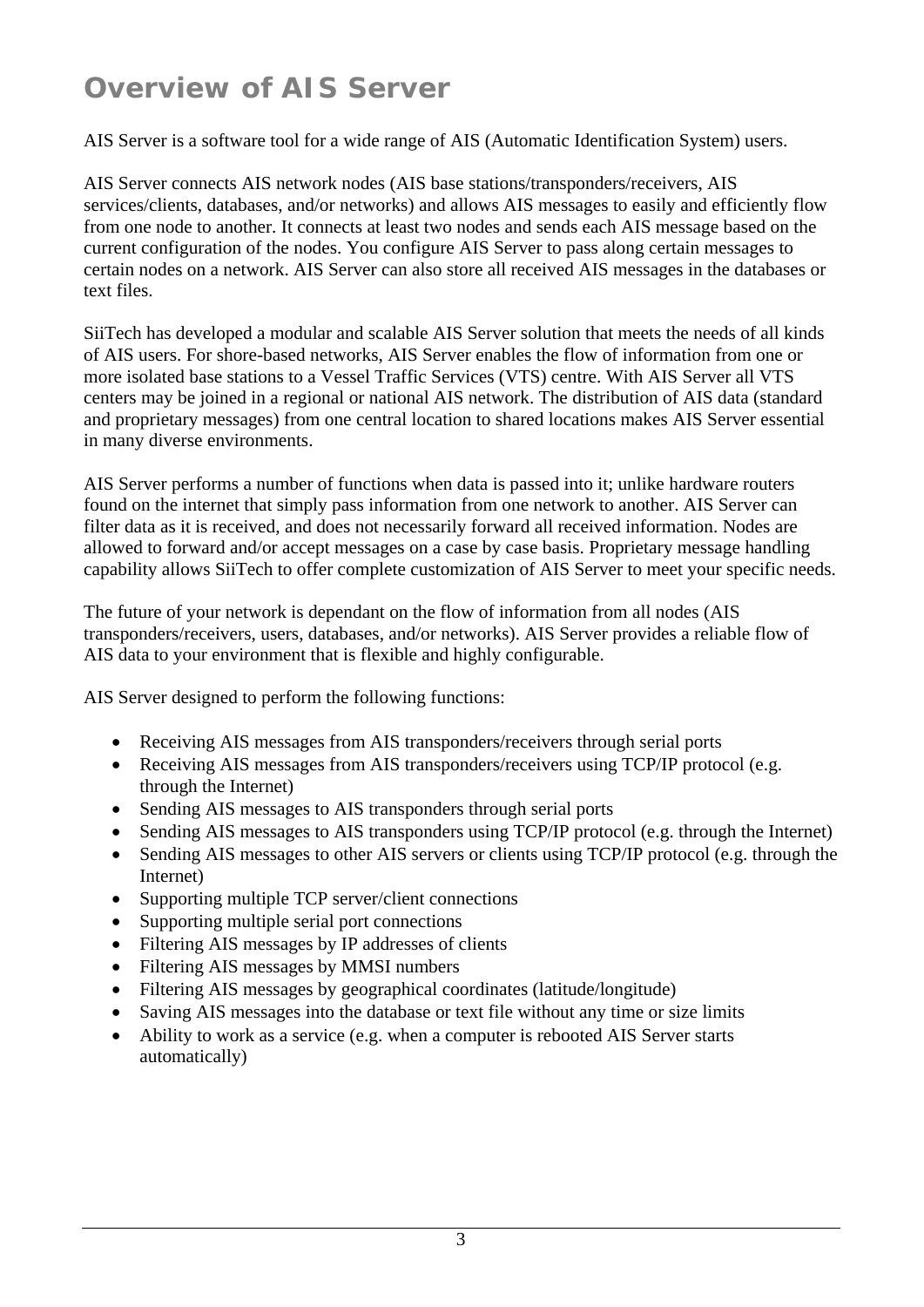# Overview of AIS Server

AIS Server is a software tool for a wide range of AIS (Automatic Identification System) users.

AIS Server connects AIS network nodes (AIS base stations/transponders/receivers, AIS services/clients, databases, and/or networks) and allows AIS messages to easily and efficiently flow from one node to another. It connects at least two nodes and sends each AIS message based on the current configuration of the nodes. You configure AIS Server to pass along certain messages to certain nodes on a network. AIS Server can also store all received AIS messages in the databases or text files.

SiiTech has developed a modular and scalable AIS Server solution that meets the needs of all kinds of AIS users. For shore-based networks, AIS Server enables the flow of information from one or more isolated base stations to a Vessel Traffic Services (VTS) centre. With AIS Server all VTS centers may be joined in a regional or national AIS network. The distribution of AIS data (standard and proprietary messages) from one central location to shared locations makes AIS Server essential in many diverse environments.

AIS Server performs a number of functions when data is passed into it; unlike hardware routers found on the internet that simply pass information from one network to another. AIS Server can filter data as it is received, and does not necessarily forward all received information. Nodes are allowed to forward and/or accept messages on a case by case basis. Proprietary message handling capability allows SiiTech to offer complete customization of AIS Server to meet your specific needs.

The future of your network is dependant on the flow of information from all nodes (AIS transponders/receivers, users, databases, and/or networks). AIS Server provides a reliable flow of AIS data to your environment that is flexible and highly configurable.

AIS Server designed to perform the following functions:

- Receiving AIS messages from AIS transponders/receivers through serial ports
- Receiving AIS messages from AIS transponders/receivers using TCP/IP protocol (e.g. through the Internet)
- Sending AIS messages to AIS transponders through serial ports
- Sending AIS messages to AIS transponders using TCP/IP protocol (e.g. through the Internet)
- Sending AIS messages to other AIS servers or clients using TCP/IP protocol (e.g. through the Internet)
- Supporting multiple TCP server/client connections
- Supporting multiple serial port connections
- Filtering AIS messages by IP addresses of clients
- Filtering AIS messages by MMSI numbers
- Filtering AIS messages by geographical coordinates (latitude/longitude)
- Saving AIS messages into the database or text file without any time or size limits
- Ability to work as a service (e.g. when a computer is rebooted AIS Server starts automatically)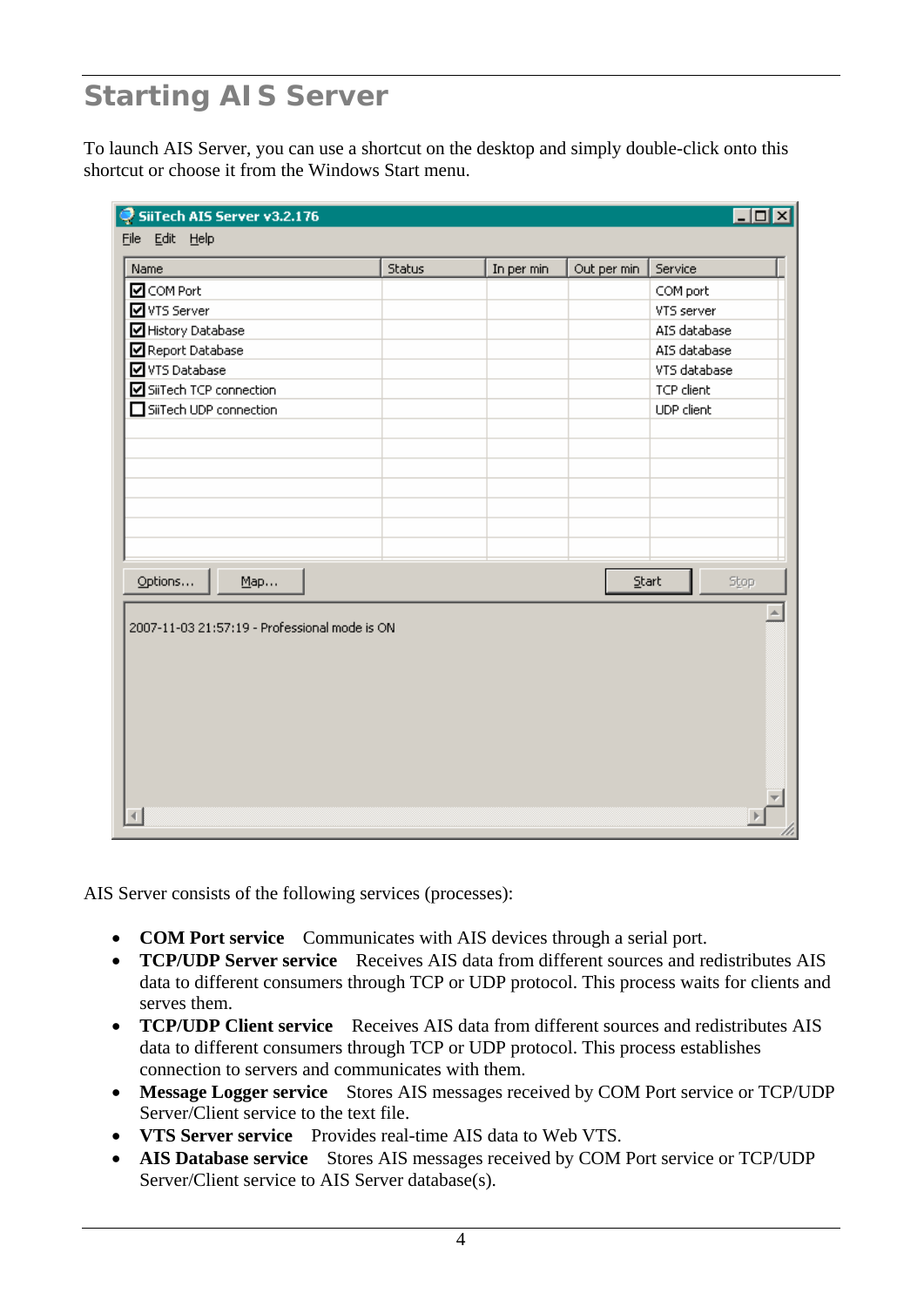# Starting AIS Server

To launch AIS Server, you can use a shortcut on the desktop and simply double-click onto this shortcut or choose it from the Windows Start menu.

AIS Server consists of the following services (processes):

- **COM Port service** Communicates with AIS devices through a serial port.
- **TCP/UDP Server service** Receives AIS data from different sources and redistributes AIS data to different consumers through TCP or UDP protocol. This process waits for clients and serves them.
- **TCP/UDP Client service** Receives AIS data from different sources and redistributes AIS data to different consumers through TCP or UDP protocol. This process establishes connection to servers and communicates with them.
- **Message Logger service** Stores AIS messages received by COM Port service or TCP/UDP Server/Client service to the text file.
- **VTS Server service** Provides real-time AIS data to Web VTS.
- **AIS Database service** Stores AIS messages received by COM Port service or TCP/UDP Server/Client service to AIS Server database(s).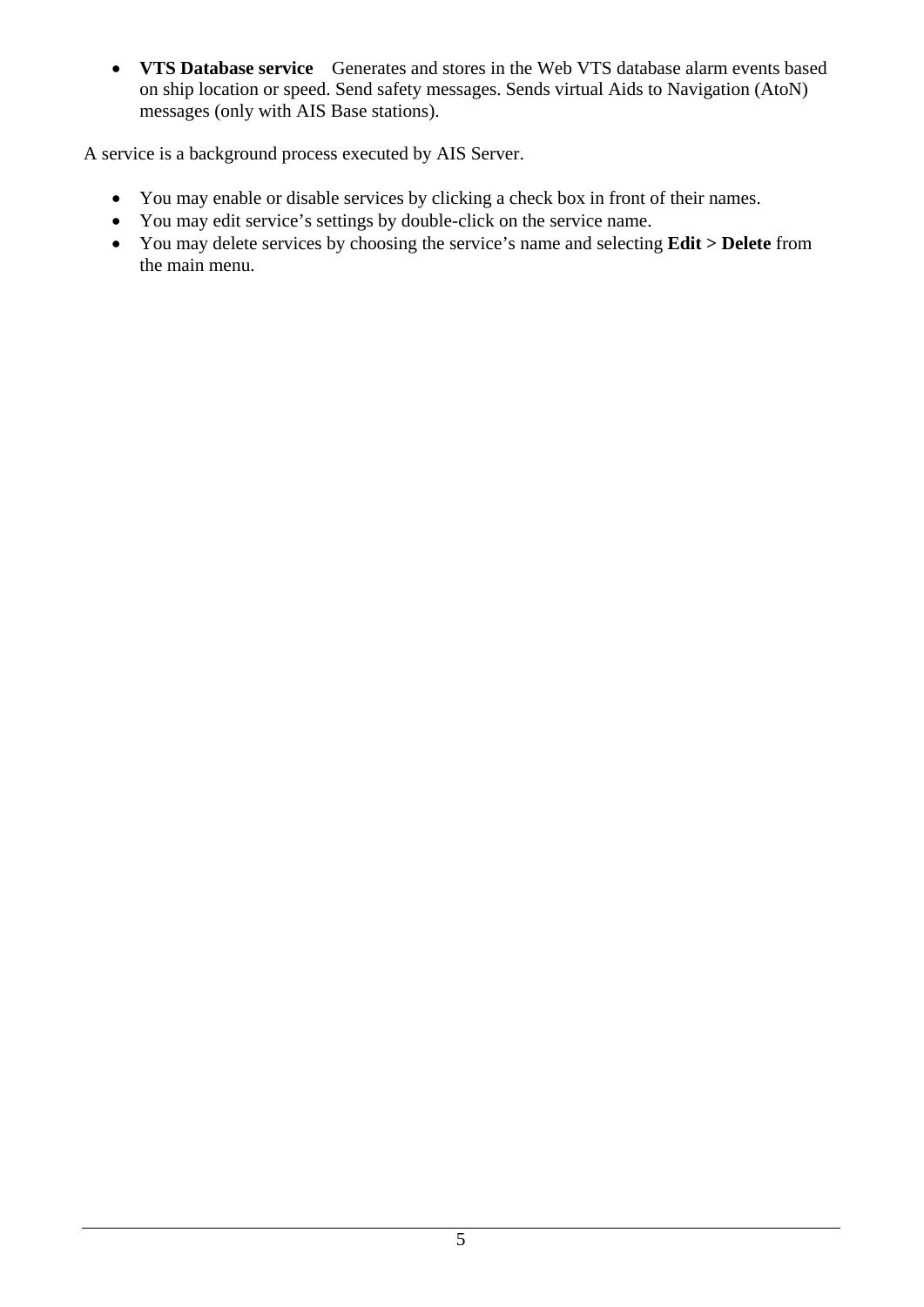- **VTS Database service** Generates and stores in the Web VTS database alarm events based on ship location or speed. Send safety messages. Sends virtual Aids to Navigation (AtoN) messages (only with AIS Base stations).

A service is a background process executed by AIS Server.

- You may enable or disable services by clicking a check box in front of their names.
- You may edit service's settings by double-click on the service name.
- You may delete services by choosing the service's name and selecting **Edit > Delete** from the main menu.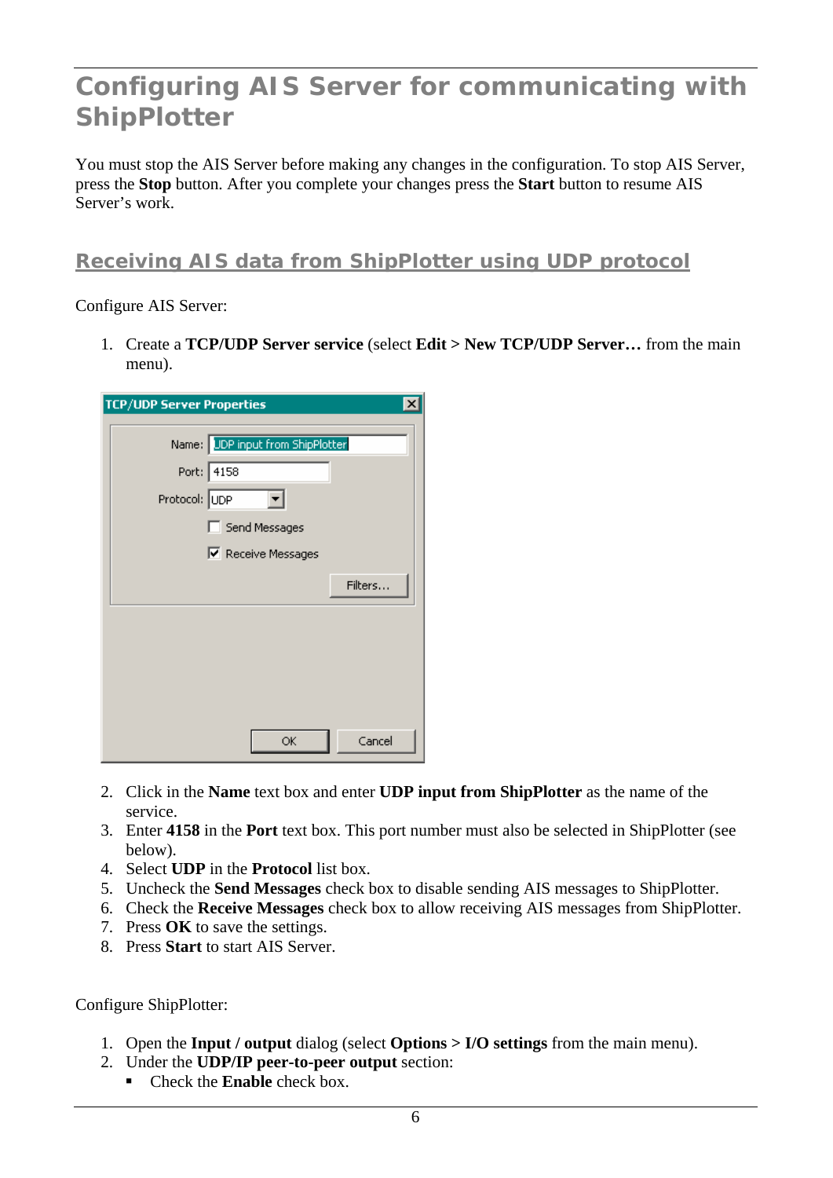# Configuring AIS Server for communicating with ShipPlotter

You must stop the AIS Server before making any changes in the configuration. To stop AIS Server, press the **Stop** button. After you complete your changes press the **Start** button to resume AIS Server's work.

## Receiving AIS data from ShipPlotter using UDP protocol

Configure AIS Server:

1. Create a **TCP/UDP Server service** (select **Edit > New TCP/UDP Server…** from the main menu).

2. Click in the **Name** text box and enter **UDP input from ShipPlotter** as the name of the service.
3. Enter **4158** in the **Port** text box. This port number must also be selected in ShipPlotter (see below).
4. Select **UDP** in the **Protocol** list box.
5. Uncheck the **Send Messages** check box to disable sending AIS messages to ShipPlotter.
6. Check the **Receive Messages** check box to allow receiving AIS messages from ShipPlotter.
7. Press **OK** to save the settings.
8. Press **Start** to start AIS Server.

Configure ShipPlotter:

1. Open the **Input / output** dialog (select **Options > I/O settings** from the main menu).
2. Under the **UDP/IP peer-to-peer output** section:
   - Check the **Enable** check box.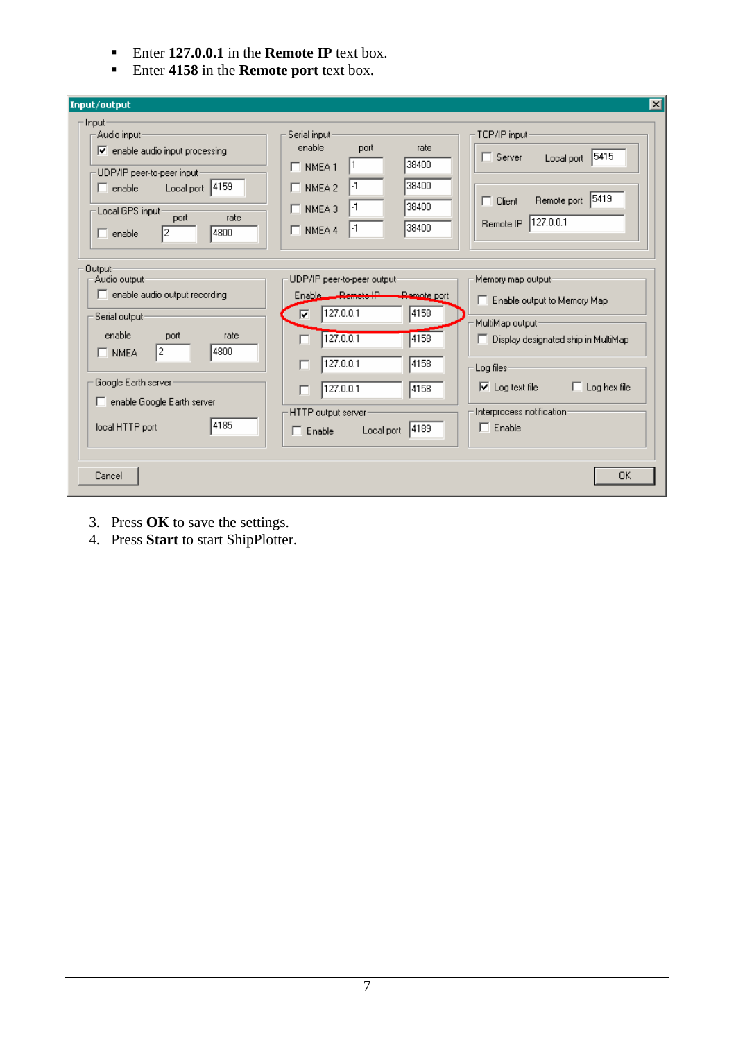- Enter **127.0.0.1** in the **Remote IP** text box.
- Enter **4158** in the **Remote port** text box.

3. Press **OK** to save the settings.
4. Press **Start** to start ShipPlotter.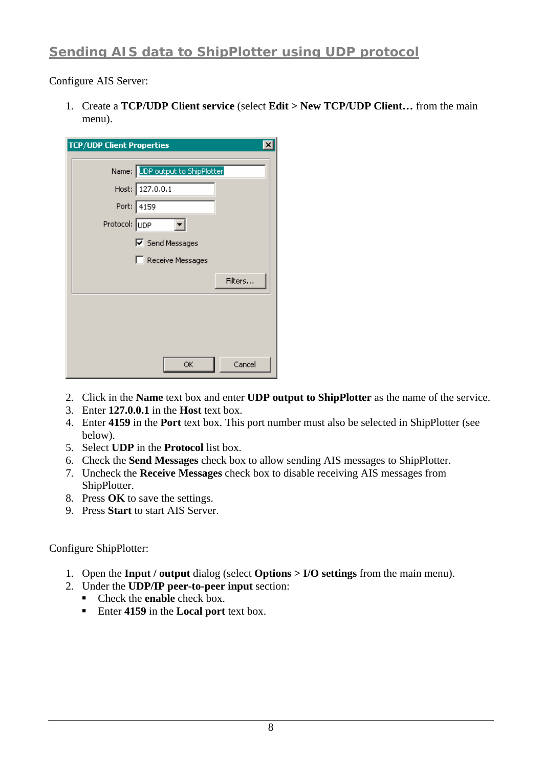## Sending AIS data to ShipPlotter using UDP protocol

Configure AIS Server:

1. Create a **TCP/UDP Client service** (select **Edit > New TCP/UDP Client…** from the main menu).

2. Click in the **Name** text box and enter **UDP output to ShipPlotter** as the name of the service.
3. Enter **127.0.0.1** in the **Host** text box.
4. Enter **4159** in the **Port** text box. This port number must also be selected in ShipPlotter (see below).
5. Select **UDP** in the **Protocol** list box.
6. Check the **Send Messages** check box to allow sending AIS messages to ShipPlotter.
7. Uncheck the **Receive Messages** check box to disable receiving AIS messages from ShipPlotter.
8. Press **OK** to save the settings.
9. Press **Start** to start AIS Server.

Configure ShipPlotter:

1. Open the **Input / output** dialog (select **Options > I/O settings** from the main menu).
2. Under the **UDP/IP peer-to-peer input** section:
   - Check the **enable** check box.
   - Enter **4159** in the **Local port** text box.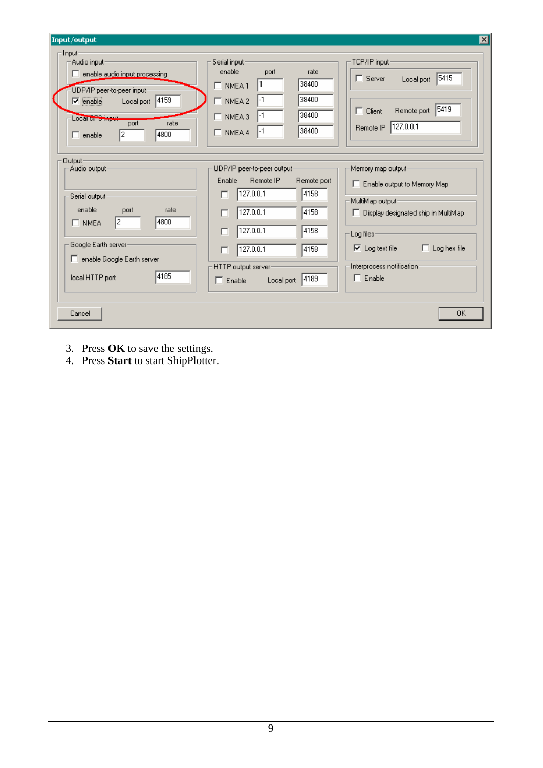3. Press **OK** to save the settings.
4. Press **Start** to start ShipPlotter.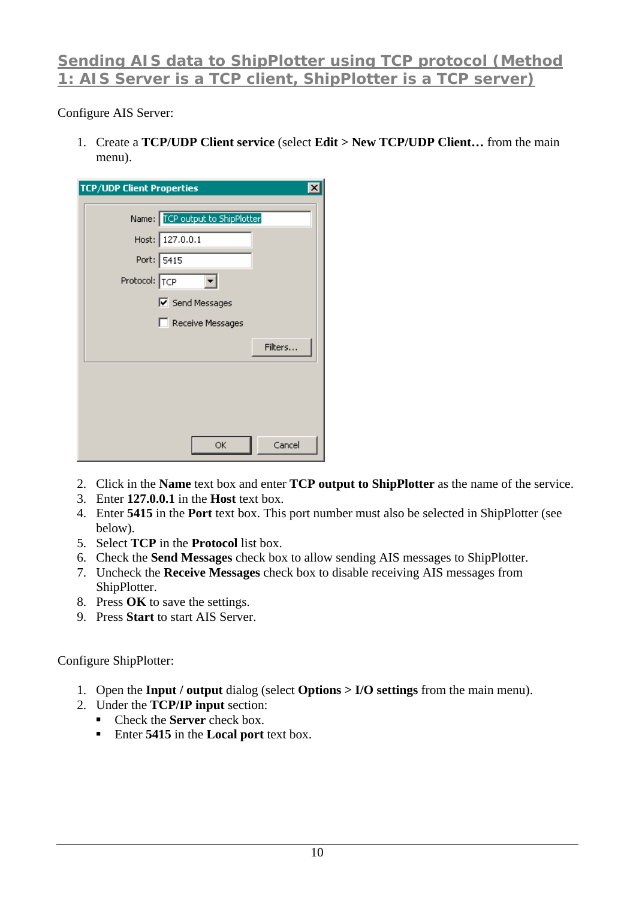## Sending AIS data to ShipPlotter using TCP protocol (Method 1: AIS Server is a TCP client, ShipPlotter is a TCP server)

Configure AIS Server:

1. Create a **TCP/UDP Client service** (select **Edit > New TCP/UDP Client…** from the main menu).
2. Click in the **Name** text box and enter **TCP output to ShipPlotter** as the name of the service.
3. Enter **127.0.0.1** in the **Host** text box.
4. Enter **5415** in the **Port** text box. This port number must also be selected in ShipPlotter (see below).
5. Select **TCP** in the **Protocol** list box.
6. Check the **Send Messages** check box to allow sending AIS messages to ShipPlotter.
7. Uncheck the **Receive Messages** check box to disable receiving AIS messages from ShipPlotter.
8. Press **OK** to save the settings.
9. Press **Start** to start AIS Server.

Configure ShipPlotter:

1. Open the **Input / output** dialog (select **Options > I/O settings** from the main menu).
2. Under the **TCP/IP input** section:
   - Check the **Server** check box.
   - Enter **5415** in the **Local port** text box.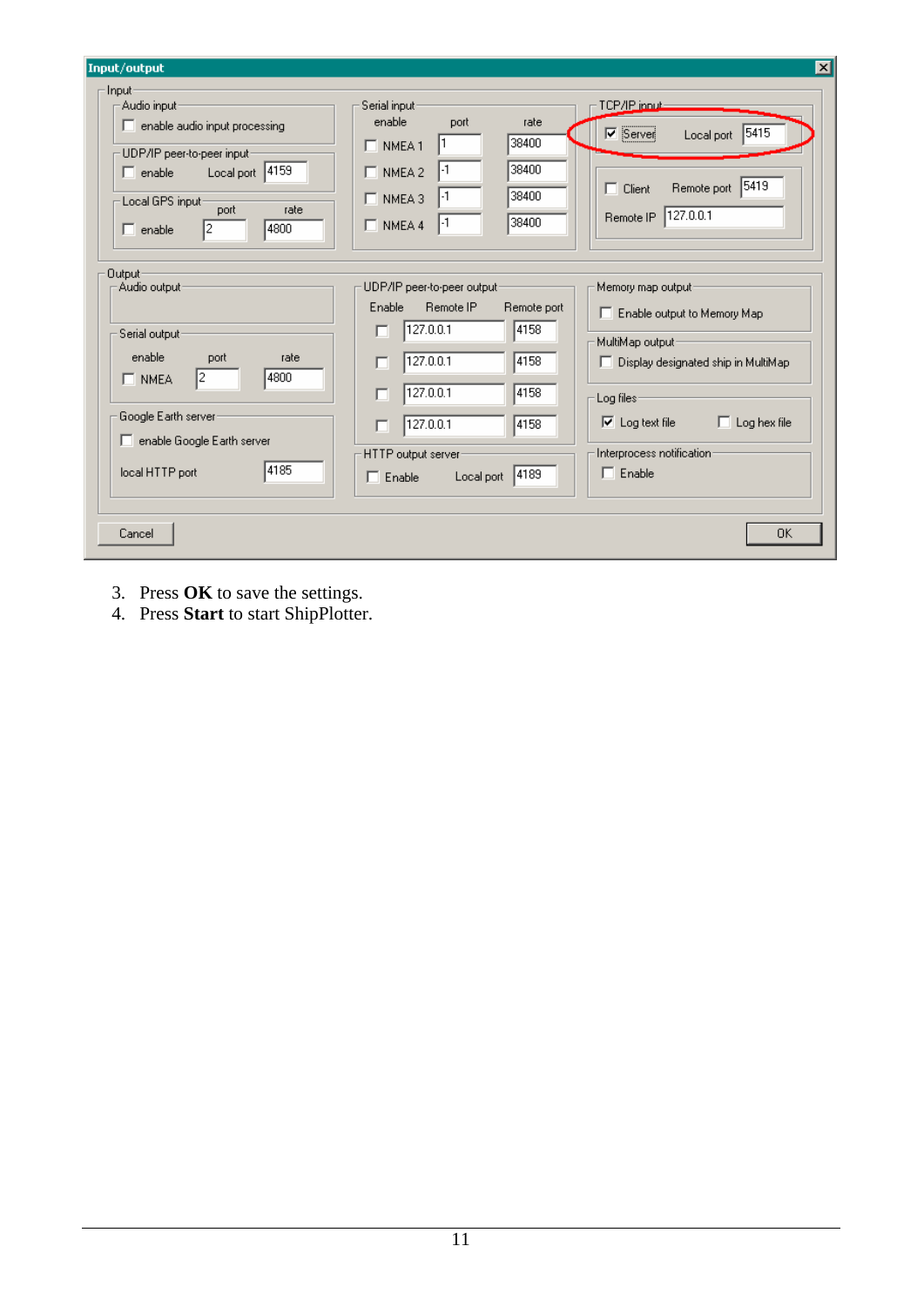3. Press **OK** to save the settings.
4. Press **Start** to start ShipPlotter.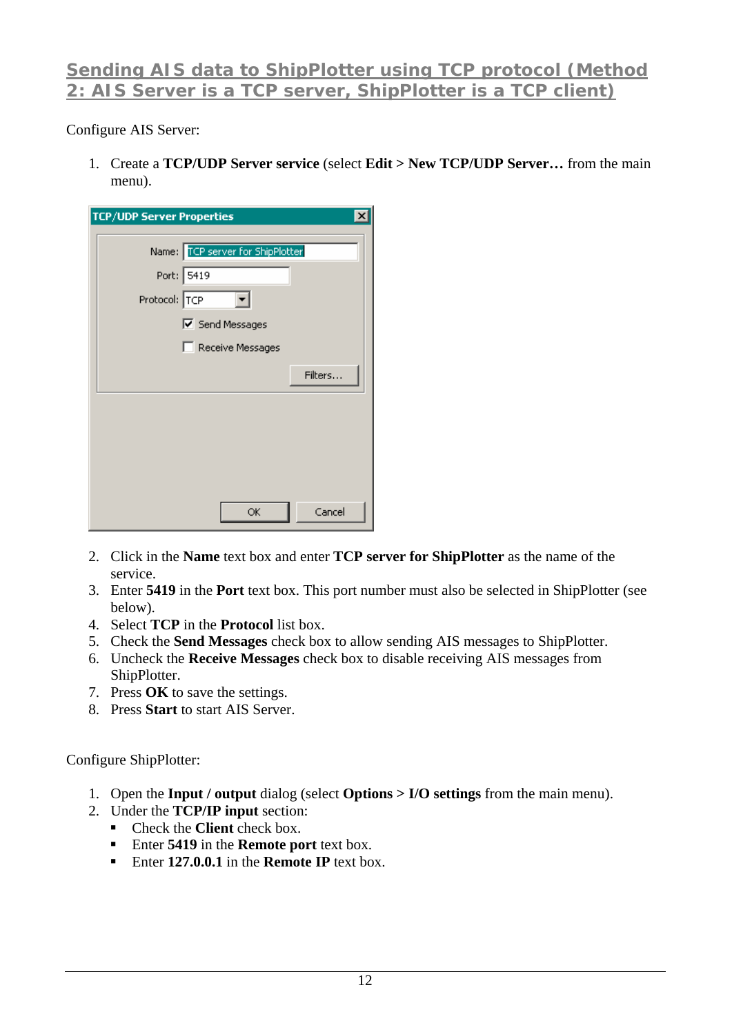## Sending AIS data to ShipPlotter using TCP protocol (Method 2: AIS Server is a TCP server, ShipPlotter is a TCP client)

Configure AIS Server:

1. Create a **TCP/UDP Server service** (select **Edit > New TCP/UDP Server…** from the main menu).

2. Click in the **Name** text box and enter **TCP server for ShipPlotter** as the name of the service.
3. Enter **5419** in the **Port** text box. This port number must also be selected in ShipPlotter (see below).
4. Select **TCP** in the **Protocol** list box.
5. Check the **Send Messages** check box to allow sending AIS messages to ShipPlotter.
6. Uncheck the **Receive Messages** check box to disable receiving AIS messages from ShipPlotter.
7. Press **OK** to save the settings.
8. Press **Start** to start AIS Server.

Configure ShipPlotter:

1. Open the **Input / output** dialog (select **Options > I/O settings** from the main menu).
2. Under the **TCP/IP input** section:
   - Check the **Client** check box.
   - Enter **5419** in the **Remote port** text box.
   - Enter **127.0.0.1** in the **Remote IP** text box.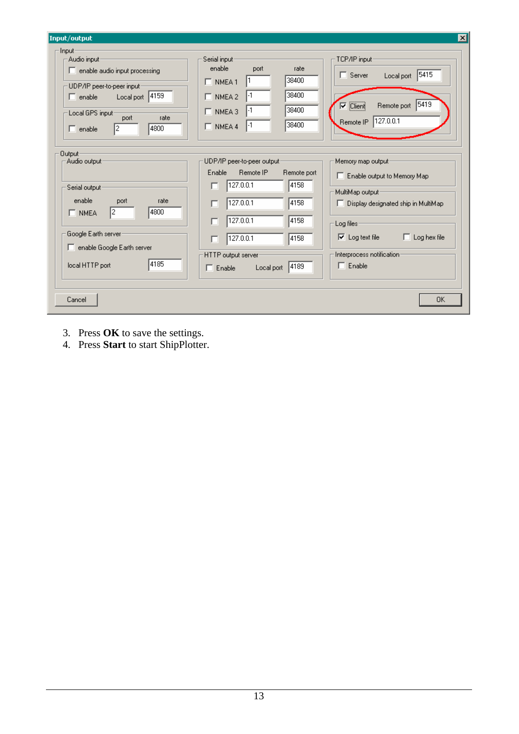3. Press **OK** to save the settings.
4. Press **Start** to start ShipPlotter.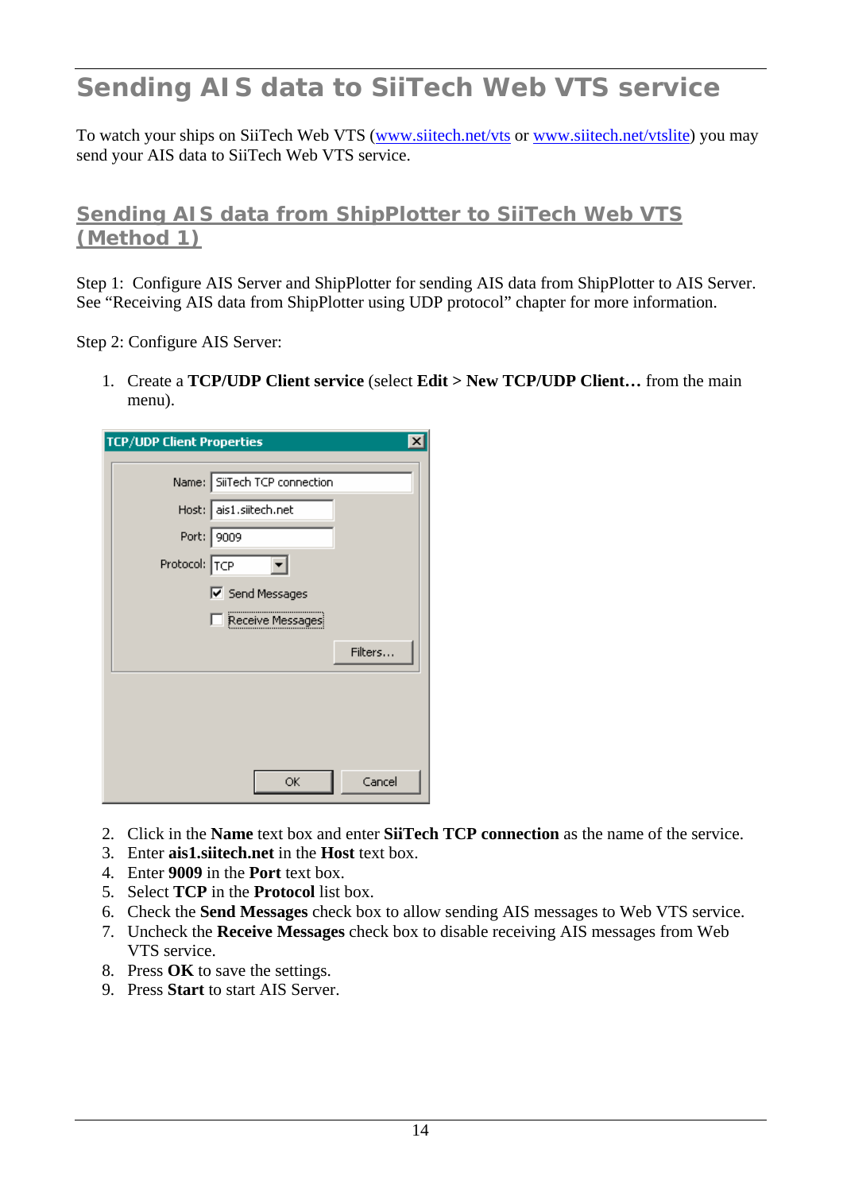# Sending AIS data to SiiTech Web VTS service

To watch your ships on SiiTech Web VTS (www.siitech.net/vts or www.siitech.net/vtslite) you may send your AIS data to SiiTech Web VTS service.

## Sending AIS data from ShipPlotter to SiiTech Web VTS (Method 1)

Step 1: Configure AIS Server and ShipPlotter for sending AIS data from ShipPlotter to AIS Server. See “Receiving AIS data from ShipPlotter using UDP protocol” chapter for more information.

Step 2: Configure AIS Server:

1. Create a **TCP/UDP Client service** (select **Edit > New TCP/UDP Client…** from the main menu).
2. Click in the **Name** text box and enter **SiiTech TCP connection** as the name of the service.
3. Enter **ais1.siitech.net** in the **Host** text box.
4. Enter **9009** in the **Port** text box.
5. Select **TCP** in the **Protocol** list box.
6. Check the **Send Messages** check box to allow sending AIS messages to Web VTS service.
7. Uncheck the **Receive Messages** check box to disable receiving AIS messages from Web VTS service.
8. Press **OK** to save the settings.
9. Press **Start** to start AIS Server.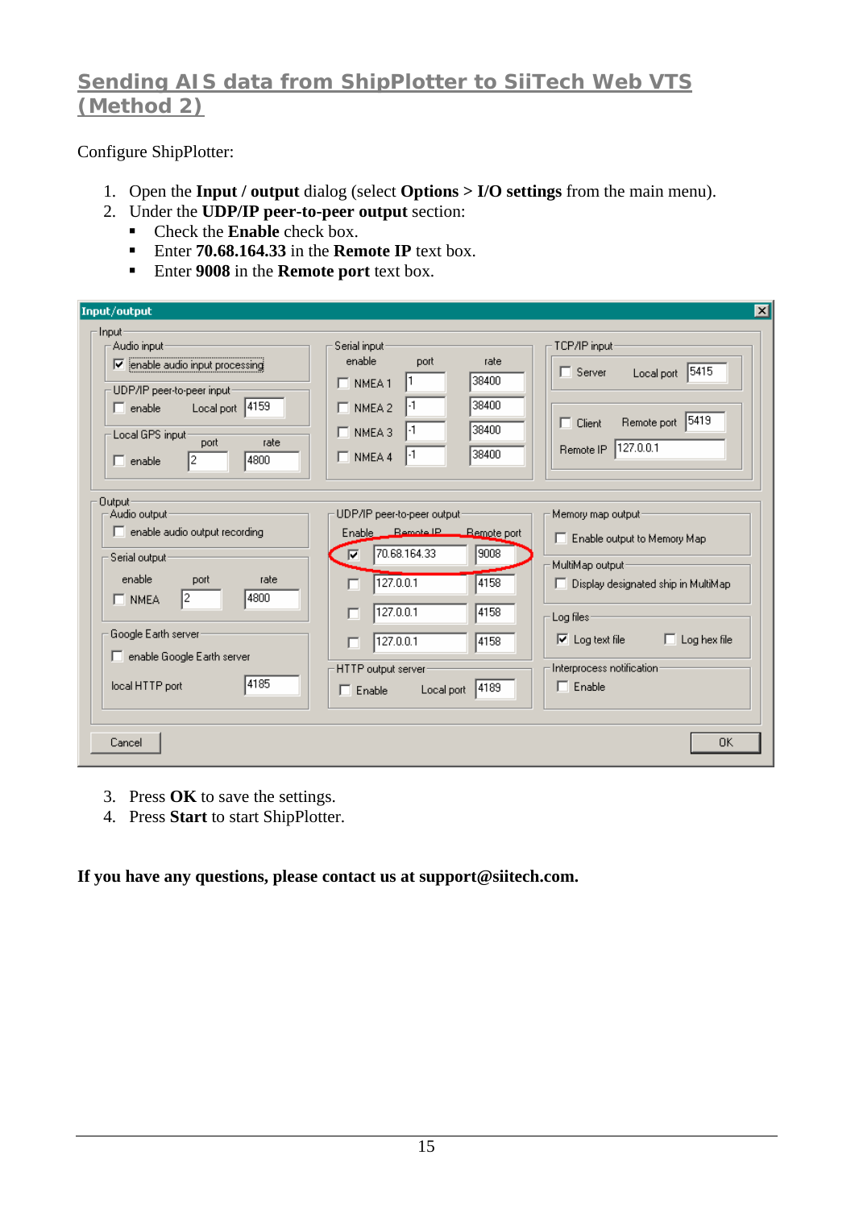# Sending AIS data from ShipPlotter to SiiTech Web VTS (Method 2)

Configure ShipPlotter:

1. Open the **Input / output** dialog (select **Options > I/O settings** from the main menu).
2. Under the **UDP/IP peer-to-peer output** section:
   - Check the **Enable** check box.
   - Enter **70.68.164.33** in the **Remote IP** text box.
   - Enter **9008** in the **Remote port** text box.

3. Press **OK** to save the settings.
4. Press **Start** to start ShipPlotter.

**If you have any questions, please contact us at support@siitech.com.**